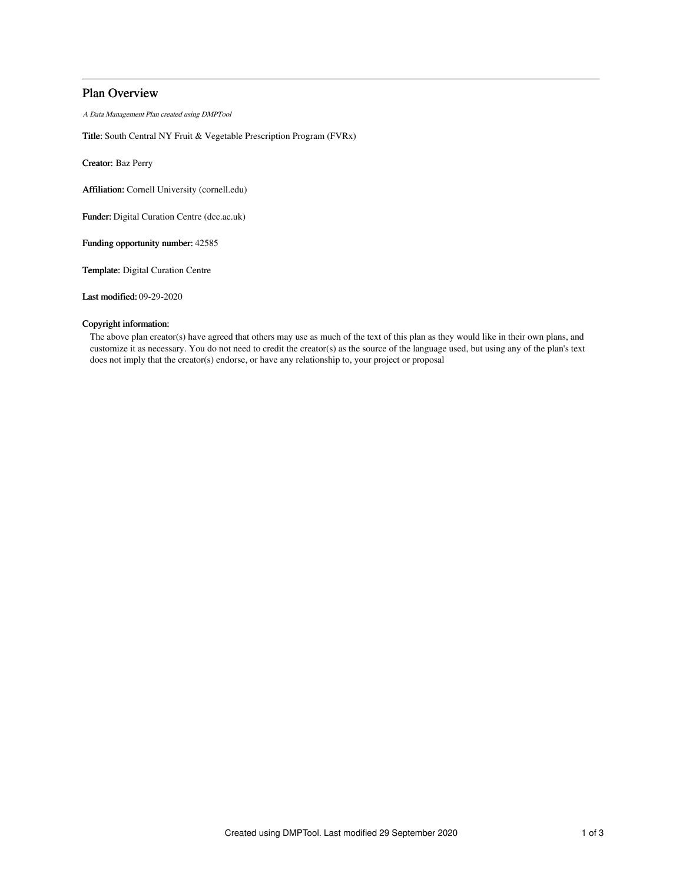# Plan Overview

*A Data Management Plan created using DMPTool*

**Title:** South Central NY Fruit & Vegetable Prescription Program (FVRx)

**Creator:** Baz Perry

**Affiliation:** Cornell University (cornell.edu)

**Funder:** Digital Curation Centre (dcc.ac.uk)

**Funding opportunity number:** 42585

**Template:** Digital Curation Centre

**Last modified:** 09-29-2020

**Copyright information:**

The above plan creator(s) have agreed that others may use as much of the text of this plan as they would like in their own plans, and customize it as necessary. You do not need to credit the creator(s) as the source of the language used, but using any of the plan's text does not imply that the creator(s) endorse, or have any relationship to, your project or proposal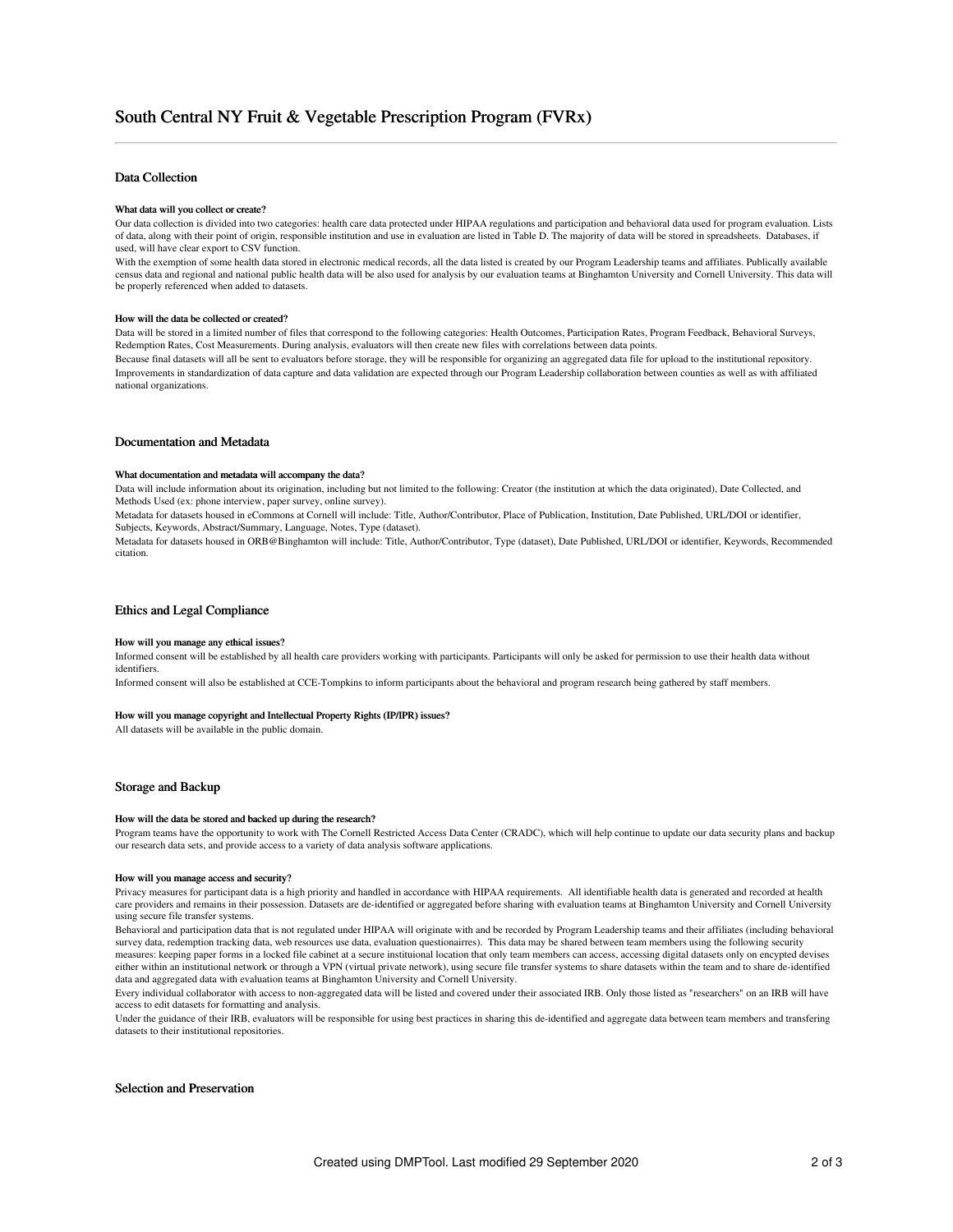# South Central NY Fruit & Vegetable Prescription Program (FVRx)

## Data Collection

### What data will you collect or create?

Our data collection is divided into two categories: health care data protected under HIPAA regulations and participation and behavioral data used for program evaluation. Lists of data, along with their point of origin, responsible institution and use in evaluation are listed in Table D. The majority of data will be stored in spreadsheets. Databases, if used, will have clear export to CSV function.

With the exemption of some health data stored in electronic medical records, all the data listed is created by our Program Leadership teams and affiliates. Publically available census data and regional and national public health data will be also used for analysis by our evaluation teams at Binghamton University and Cornell University. This data will be properly referenced when added to datasets.

### How will the data be collected or created?

Data will be stored in a limited number of files that correspond to the following categories: Health Outcomes, Participation Rates, Program Feedback, Behavioral Surveys, Redemption Rates, Cost Measurements. During analysis, evaluators will then create new files with correlations between data points.

Because final datasets will all be sent to evaluators before storage, they will be responsible for organizing an aggregated data file for upload to the institutional repository.

Improvements in standardization of data capture and data validation are expected through our Program Leadership collaboration between counties as well as with affiliated national organizations.

## Documentation and Metadata

### What documentation and metadata will accompany the data?

Data will include information about its origination, including but not limited to the following: Creator (the institution at which the data originated), Date Collected, and Methods Used (ex: phone interview, paper survey, online survey).

Metadata for datasets housed in eCommons at Cornell will include: Title, Author/Contributor, Place of Publication, Institution, Date Published, URL/DOI or identifier, Subjects, Keywords, Abstract/Summary, Language, Notes, Type (dataset).

Metadata for datasets housed in ORB@Binghamton will include: Title, Author/Contributor, Type (dataset), Date Published, URL/DOI or identifier, Keywords, Recommended citation.

## Ethics and Legal Compliance

### How will you manage any ethical issues?

Informed consent will be established by all health care providers working with participants. Participants will only be asked for permission to use their health data without identifiers.

Informed consent will also be established at CCE-Tompkins to inform participants about the behavioral and program research being gathered by staff members.

### How will you manage copyright and Intellectual Property Rights (IP/IPR) issues?

All datasets will be available in the public domain.

## Storage and Backup

### How will the data be stored and backed up during the research?

Program teams have the opportunity to work with The Cornell Restricted Access Data Center (CRADC), which will help continue to update our data security plans and backup our research data sets, and provide access to a variety of data analysis software applications.

### How will you manage access and security?

Privacy measures for participant data is a high priority and handled in accordance with HIPAA requirements. All identifiable health data is generated and recorded at health care providers and remains in their possession. Datasets are de-identified or aggregated before sharing with evaluation teams at Binghamton University and Cornell University using secure file transfer systems.

Behavioral and participation data that is not regulated under HIPAA will originate with and be recorded by Program Leadership teams and their affiliates (including behavioral survey data, redemption tracking data, web resources use data, evaluation questionairres). This data may be shared between team members using the following security measures: keeping paper forms in a locked file cabinet at a secure instituional location that only team members can access, accessing digital datasets only on encypted devises either within an institutional network or through a VPN (virtual private network), using secure file transfer systems to share datasets within the team and to share de-identified data and aggregated data with evaluation teams at Binghamton University and Cornell University.

Every individual collaborator with access to non-aggregated data will be listed and covered under their associated IRB. Only those listed as "researchers" on an IRB will have access to edit datasets for formatting and analysis.

Under the guidance of their IRB, evaluators will be responsible for using best practices in sharing this de-identified and aggregate data between team members and transfering datasets to their institutional repositories.

## Selection and Preservation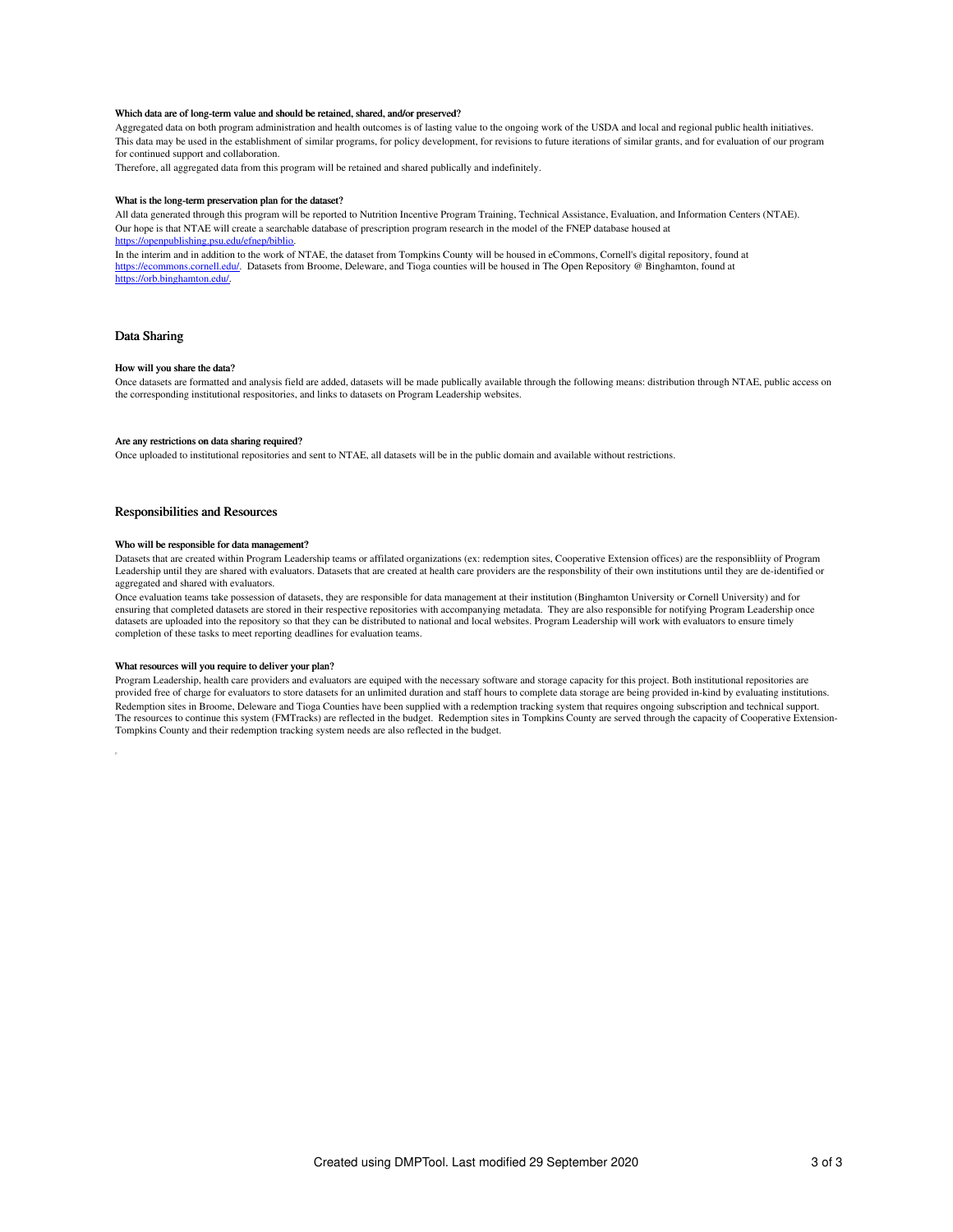#### Which data are of long-term value and should be retained, shared, and/or preserved?

Aggregated data on both program administration and health outcomes is of lasting value to the ongoing work of the USDA and local and regional public health initiatives. This data may be used in the establishment of similar programs, for policy development, for revisions to future iterations of similar grants, and for evaluation of our program for continued support and collaboration.

Therefore, all aggregated data from this program will be retained and shared publically and indefinitely.

#### What is the long-term preservation plan for the dataset?

All data generated through this program will be reported to Nutrition Incentive Program Training, Technical Assistance, Evaluation, and Information Centers (NTAE). Our hope is that NTAE will create a searchable database of prescription program research in the model of the FNEP database housed at https://openpublishing.psu.edu/efnep/biblio.

In the interim and in addition to the work of NTAE, the dataset from Tompkins County will be housed in eCommons, Cornell's digital repository, found at https://ecommons.cornell.edu/. Datasets from Broome, Deleware, and Tioga counties will be housed in The Open Repository @ Binghamton, found at https://orb.binghamton.edu/.

### Data Sharing

#### How will you share the data?

Once datasets are formatted and analysis field are added, datasets will be made publically available through the following means: distribution through NTAE, public access on the corresponding institutional repositories, and links to datasets on Program Leadership websites.

#### Are any restrictions on data sharing required?

Once uploaded to institutional repositories and sent to NTAE, all datasets will be in the public domain and available without restrictions.

### Responsibilities and Resources

#### Who will be responsible for data management?

Datasets that are created within Program Leadership teams or affilated organizations (ex: redemption sites, Cooperative Extension offices) are the responsibliity of Program Leadership until they are shared with evaluators. Datasets that are created at health care providers are the responsbility of their own institutions until they are de-identified or aggregated and shared with evaluators.

Once evaluation teams take possession of datasets, they are responsible for data management at their institution (Binghamton University or Cornell University) and for ensuring that completed datasets are stored in their respective repositories with accompanying metadata. They are also responsible for notifying Program Leadership once datasets are uploaded into the repository so that they can be distributed to national and local websites. Program Leadership will work with evaluators to ensure timely completion of these tasks to meet reporting deadlines for evaluation teams.

#### What resources will you require to deliver your plan?

Program Leadership, health care providers and evaluators are equiped with the necessary software and storage capacity for this project. Both institutional repositories are provided free of charge for evaluators to store datasets for an unlimited duration and staff hours to complete data storage are being provided in-kind by evaluating institutions. Redemption sites in Broome, Deleware and Tioga Counties have been supplied with a redemption tracking system that requires ongoing subscription and technical support. The resources to continue this system (FMTracks) are reflected in the budget. Redemption sites in Tompkins County are served through the capacity of Cooperative Extension-Tompkins County and their redemption tracking system needs are also reflected in the budget.

Created using DMPTool. Last modified 29 September 2020